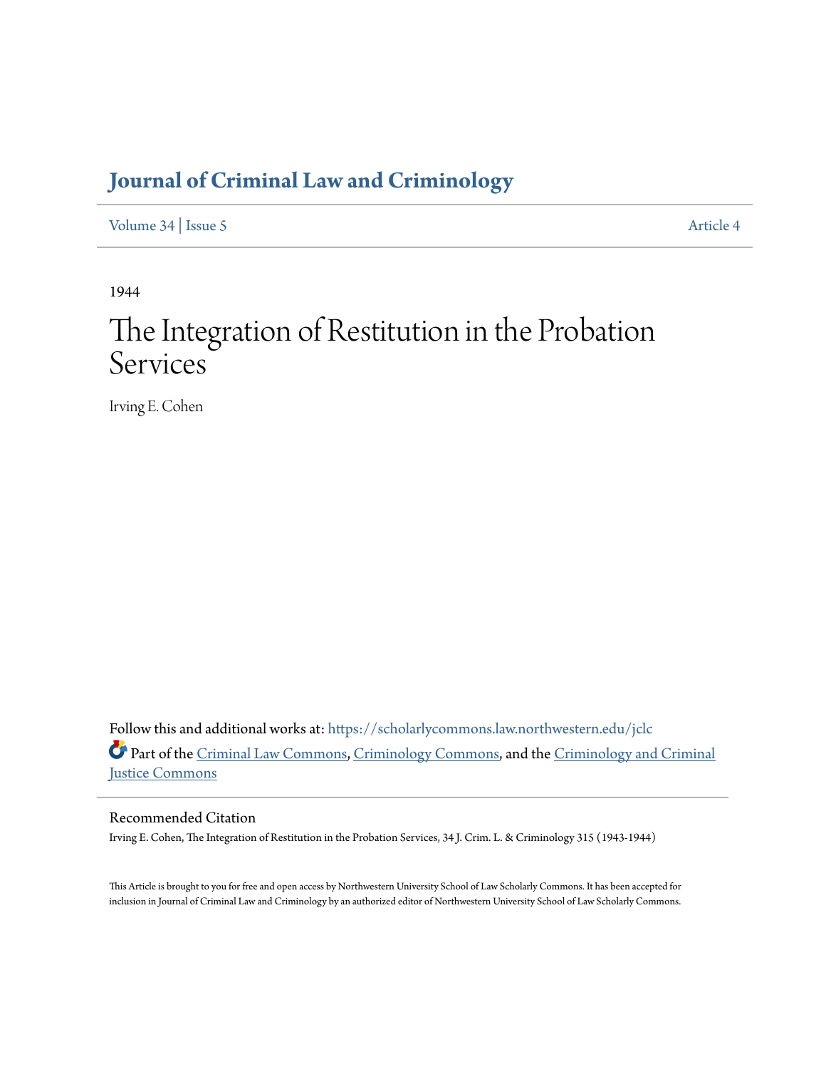# Journal of Criminal Law and Criminology

Volume 34 | Issue 5 Article 4

1944

# The Integration of Restitution in the Probation Services

Irving E. Cohen

Follow this and additional works at: https://scholarlycommons.law.northwestern.edu/jclc

Part of the Criminal Law Commons, Criminology Commons, and the Criminology and Criminal Justice Commons

## Recommended Citation

Irving E. Cohen, The Integration of Restitution in the Probation Services, 34 J. Crim. L. & Criminology 315 (1943-1944)

This Article is brought to you for free and open access by Northwestern University School of Law Scholarly Commons. It has been accepted for inclusion in Journal of Criminal Law and Criminology by an authorized editor of Northwestern University School of Law Scholarly Commons.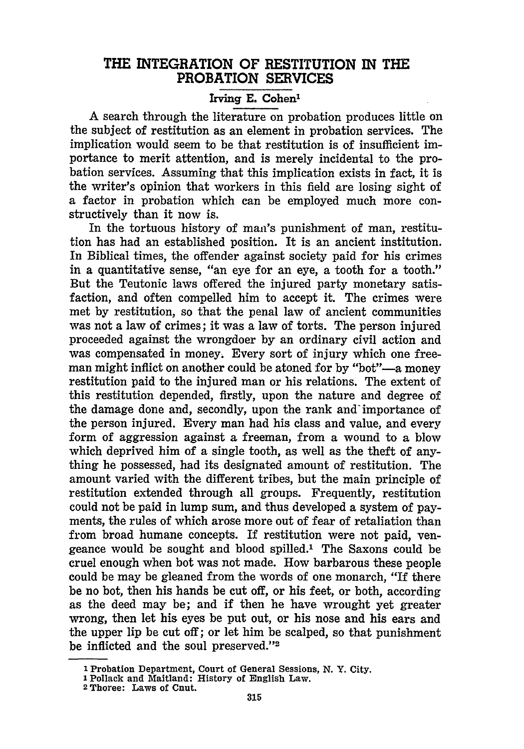# THE INTEGRATION OF RESTITUTION IN THE PROBATION SERVICES

Irving E. Cohen[1]

A search through the literature on probation produces little on the subject of restitution as an element in probation services. The implication would seem to be that restitution is of insufficient importance to merit attention, and is merely incidental to the probation services. Assuming that this implication exists in fact, it is the writer's opinion that workers in this field are losing sight of a factor in probation which can be employed much more constructively than it now is.

In the tortuous history of man's punishment of man, restitution has had an established position. It is an ancient institution. In Biblical times, the offender against society paid for his crimes in a quantitative sense, "an eye for an eye, a tooth for a tooth." But the Teutonic laws offered the injured party monetary satisfaction, and often compelled him to accept it. The crimes were met by restitution, so that the penal law of ancient communities was not a law of crimes; it was a law of torts. The person injured proceeded against the wrongdoer by an ordinary civil action and was compensated in money. Every sort of injury which one freeman might inflict on another could be atoned for by "bot"—a money restitution paid to the injured man or his relations. The extent of this restitution depended, firstly, upon the nature and degree of the damage done and, secondly, upon the rank and importance of the person injured. Every man had his class and value, and every form of aggression against a freeman, from a wound to a blow which deprived him of a single tooth, as well as the theft of anything he possessed, had its designated amount of restitution. The amount varied with the different tribes, but the main principle of restitution extended through all groups. Frequently, restitution could not be paid in lump sum, and thus developed a system of payments, the rules of which arose more out of fear of retaliation than from broad humane concepts. If restitution were not paid, vengeance would be sought and blood spilled.[1] The Saxons could be cruel enough when bot was not made. How barbarous these people could be may be gleaned from the words of one monarch, "If there be no bot, then his hands be cut off, or his feet, or both, according as the deed may be; and if then he have wrought yet greater wrong, then let his eyes be put out, or his nose and his ears and the upper lip be cut off; or let him be scalped, so that punishment be inflicted and the soul preserved."[2]

---

[1] Probation Department, Court of General Sessions, N. Y. City.

[1] Pollack and Maitland: History of English Law.

[2] Thoree: Laws of Cnut.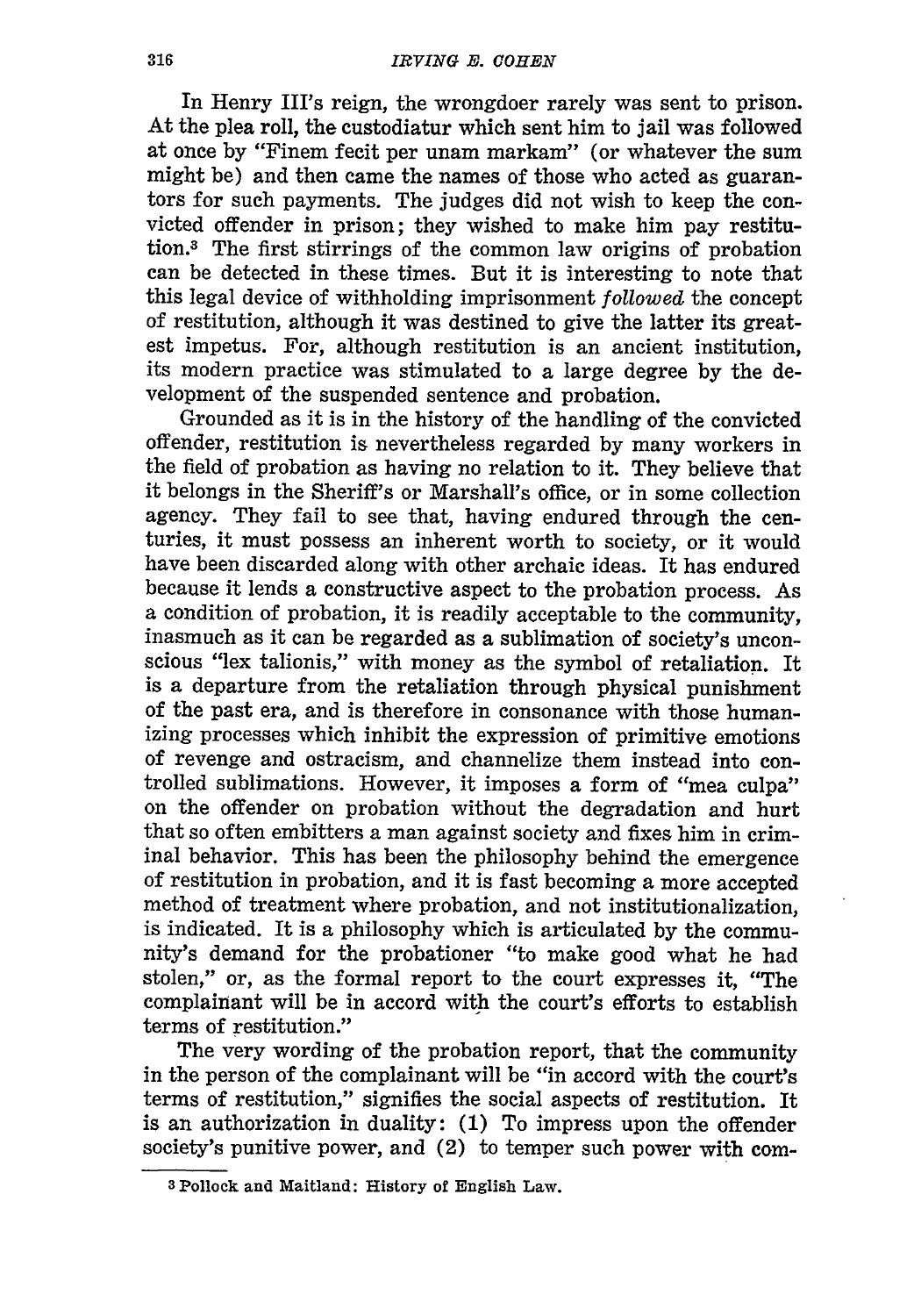In Henry III's reign, the wrongdoer rarely was sent to prison. At the plea roll, the custodiatur which sent him to jail was followed at once by "Finem fecit per unam markam" (or whatever the sum might be) and then came the names of those who acted as guarantors for such payments. The judges did not wish to keep the convicted offender in prison; they wished to make him pay restitution.[3] The first stirrings of the common law origins of probation can be detected in these times. But it is interesting to note that this legal device of withholding imprisonment *followed* the concept of restitution, although it was destined to give the latter its greatest impetus. For, although restitution is an ancient institution, its modern practice was stimulated to a large degree by the development of the suspended sentence and probation.

Grounded as it is in the history of the handling of the convicted offender, restitution is nevertheless regarded by many workers in the field of probation as having no relation to it. They believe that it belongs in the Sheriff's or Marshall's office, or in some collection agency. They fail to see that, having endured through the centuries, it must possess an inherent worth to society, or it would have been discarded along with other archaic ideas. It has endured because it lends a constructive aspect to the probation process. As a condition of probation, it is readily acceptable to the community, inasmuch as it can be regarded as a sublimation of society's unconscious "lex talionis," with money as the symbol of retaliation. It is a departure from the retaliation through physical punishment of the past era, and is therefore in consonance with those humanizing processes which inhibit the expression of primitive emotions of revenge and ostracism, and channelize them instead into controlled sublimations. However, it imposes a form of "mea culpa" on the offender on probation without the degradation and hurt that so often embitters a man against society and fixes him in criminal behavior. This has been the philosophy behind the emergence of restitution in probation, and it is fast becoming a more accepted method of treatment where probation, and not institutionalization, is indicated. It is a philosophy which is articulated by the community's demand for the probationer "to make good what he had stolen," or, as the formal report to the court expresses it, "The complainant will be in accord with the court's efforts to establish terms of restitution."

The very wording of the probation report, that the community in the person of the complainant will be "in accord with the court's terms of restitution," signifies the social aspects of restitution. It is an authorization in duality: (1) To impress upon the offender society's punitive power, and (2) to temper such power with com-

[3] Pollock and Maitland: History of English Law.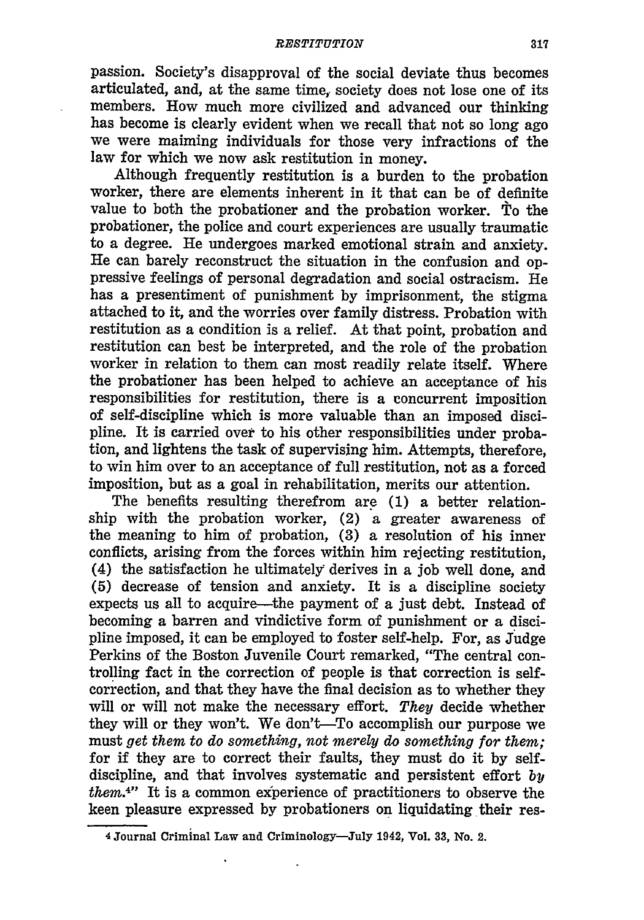passion. Society's disapproval of the social deviate thus becomes articulated, and, at the same time, society does not lose one of its members. How much more civilized and advanced our thinking has become is clearly evident when we recall that not so long ago we were maiming individuals for those very infractions of the law for which we now ask restitution in money.

Although frequently restitution is a burden to the probation worker, there are elements inherent in it that can be of definite value to both the probationer and the probation worker. To the probationer, the police and court experiences are usually traumatic to a degree. He undergoes marked emotional strain and anxiety. He can barely reconstruct the situation in the confusion and oppressive feelings of personal degradation and social ostracism. He has a presentiment of punishment by imprisonment, the stigma attached to it, and the worries over family distress. Probation with restitution as a condition is a relief. At that point, probation and restitution can best be interpreted, and the role of the probation worker in relation to them can most readily relate itself. Where the probationer has been helped to achieve an acceptance of his responsibilities for restitution, there is a concurrent imposition of self-discipline which is more valuable than an imposed discipline. It is carried over to his other responsibilities under probation, and lightens the task of supervising him. Attempts, therefore, to win him over to an acceptance of full restitution, not as a forced imposition, but as a goal in rehabilitation, merits our attention.

The benefits resulting therefrom are (1) a better relationship with the probation worker, (2) a greater awareness of the meaning to him of probation, (3) a resolution of his inner conflicts, arising from the forces within him rejecting restitution, (4) the satisfaction he ultimately derives in a job well done, and (5) decrease of tension and anxiety. It is a discipline society expects us all to acquire—the payment of a just debt. Instead of becoming a barren and vindictive form of punishment or a discipline imposed, it can be employed to foster self-help. For, as Judge Perkins of the Boston Juvenile Court remarked, "The central controlling fact in the correction of people is that correction is self-correction, and that they have the final decision as to whether they will or will not make the necessary effort. *They* decide whether they will or they won't. We don't—To accomplish our purpose we must *get them to do something, not merely do something for them;* for if they are to correct their faults, they must do it by self-discipline, and that involves systematic and persistent effort *by them.*[4]" It is a common experience of practitioners to observe the keen pleasure expressed by probationers on liquidating their res-

[4] Journal Criminal Law and Criminology—July 1942, Vol. 33, No. 2.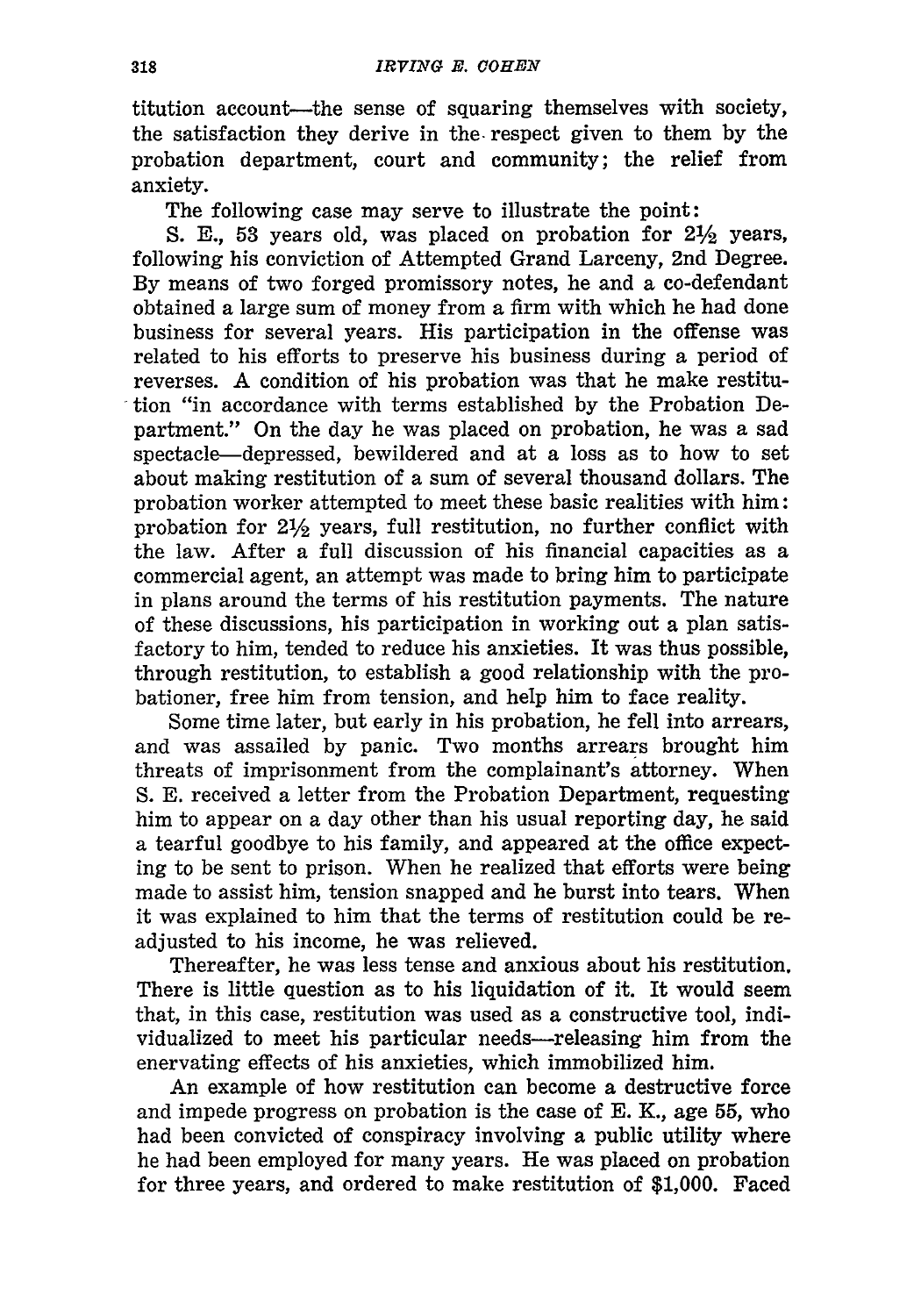titution account—the sense of squaring themselves with society, the satisfaction they derive in the respect given to them by the probation department, court and community; the relief from anxiety.

The following case may serve to illustrate the point:

S. E., 53 years old, was placed on probation for 2½ years, following his conviction of Attempted Grand Larceny, 2nd Degree. By means of two forged promissory notes, he and a co-defendant obtained a large sum of money from a firm with which he had done business for several years. His participation in the offense was related to his efforts to preserve his business during a period of reverses. A condition of his probation was that he make restitution "in accordance with terms established by the Probation Department." On the day he was placed on probation, he was a sad spectacle—depressed, bewildered and at a loss as to how to set about making restitution of a sum of several thousand dollars. The probation worker attempted to meet these basic realities with him: probation for 2½ years, full restitution, no further conflict with the law. After a full discussion of his financial capacities as a commercial agent, an attempt was made to bring him to participate in plans around the terms of his restitution payments. The nature of these discussions, his participation in working out a plan satisfactory to him, tended to reduce his anxieties. It was thus possible, through restitution, to establish a good relationship with the probationer, free him from tension, and help him to face reality.

Some time later, but early in his probation, he fell into arrears, and was assailed by panic. Two months arrears brought him threats of imprisonment from the complainant's attorney. When S. E. received a letter from the Probation Department, requesting him to appear on a day other than his usual reporting day, he said a tearful goodbye to his family, and appeared at the office expecting to be sent to prison. When he realized that efforts were being made to assist him, tension snapped and he burst into tears. When it was explained to him that the terms of restitution could be readjusted to his income, he was relieved.

Thereafter, he was less tense and anxious about his restitution. There is little question as to his liquidation of it. It would seem that, in this case, restitution was used as a constructive tool, individualized to meet his particular needs—releasing him from the enervating effects of his anxieties, which immobilized him.

An example of how restitution can become a destructive force and impede progress on probation is the case of E. K., age 55, who had been convicted of conspiracy involving a public utility where he had been employed for many years. He was placed on probation for three years, and ordered to make restitution of $1,000. Faced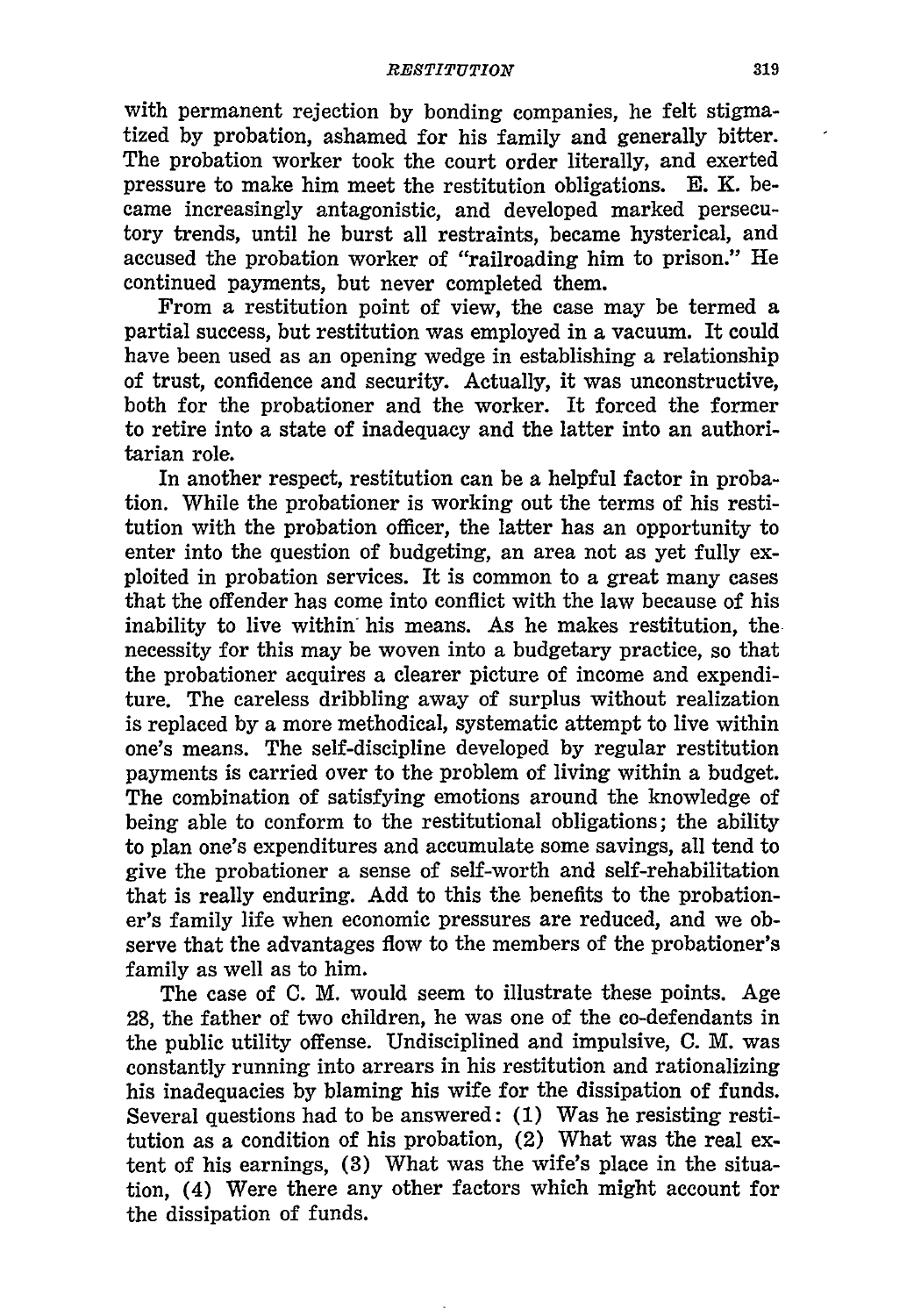with permanent rejection by bonding companies, he felt stigmatized by probation, ashamed for his family and generally bitter. The probation worker took the court order literally, and exerted pressure to make him meet the restitution obligations. E. K. became increasingly antagonistic, and developed marked persecutory trends, until he burst all restraints, became hysterical, and accused the probation worker of "railroading him to prison." He continued payments, but never completed them.

From a restitution point of view, the case may be termed a partial success, but restitution was employed in a vacuum. It could have been used as an opening wedge in establishing a relationship of trust, confidence and security. Actually, it was unconstructive, both for the probationer and the worker. It forced the former to retire into a state of inadequacy and the latter into an authoritarian role.

In another respect, restitution can be a helpful factor in probation. While the probationer is working out the terms of his restitution with the probation officer, the latter has an opportunity to enter into the question of budgeting, an area not as yet fully exploited in probation services. It is common to a great many cases that the offender has come into conflict with the law because of his inability to live within his means. As he makes restitution, the necessity for this may be woven into a budgetary practice, so that the probationer acquires a clearer picture of income and expenditure. The careless dribbling away of surplus without realization is replaced by a more methodical, systematic attempt to live within one's means. The self-discipline developed by regular restitution payments is carried over to the problem of living within a budget. The combination of satisfying emotions around the knowledge of being able to conform to the restitutional obligations; the ability to plan one's expenditures and accumulate some savings, all tend to give the probationer a sense of self-worth and self-rehabilitation that is really enduring. Add to this the benefits to the probationer's family life when economic pressures are reduced, and we observe that the advantages flow to the members of the probationer's family as well as to him.

The case of C. M. would seem to illustrate these points. Age 28, the father of two children, he was one of the co-defendants in the public utility offense. Undisciplined and impulsive, C. M. was constantly running into arrears in his restitution and rationalizing his inadequacies by blaming his wife for the dissipation of funds. Several questions had to be answered: (1) Was he resisting restitution as a condition of his probation, (2) What was the real extent of his earnings, (3) What was the wife's place in the situation, (4) Were there any other factors which might account for the dissipation of funds.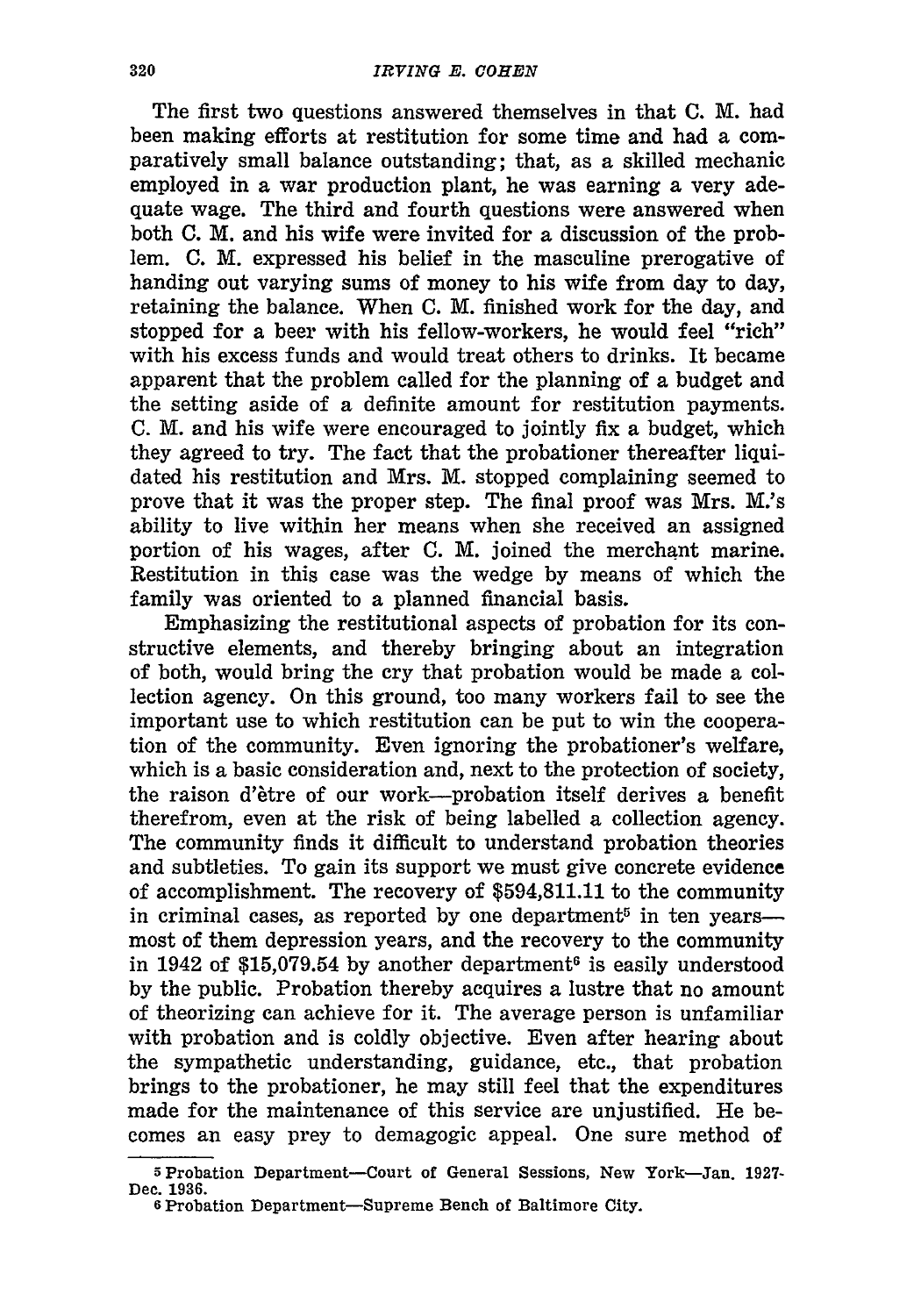The first two questions answered themselves in that C. M. had been making efforts at restitution for some time and had a comparatively small balance outstanding; that, as a skilled mechanic employed in a war production plant, he was earning a very adequate wage. The third and fourth questions were answered when both C. M. and his wife were invited for a discussion of the problem. C. M. expressed his belief in the masculine prerogative of handing out varying sums of money to his wife from day to day, retaining the balance. When C. M. finished work for the day, and stopped for a beer with his fellow-workers, he would feel "rich" with his excess funds and would treat others to drinks. It became apparent that the problem called for the planning of a budget and the setting aside of a definite amount for restitution payments. C. M. and his wife were encouraged to jointly fix a budget, which they agreed to try. The fact that the probationer thereafter liquidated his restitution and Mrs. M. stopped complaining seemed to prove that it was the proper step. The final proof was Mrs. M.'s ability to live within her means when she received an assigned portion of his wages, after C. M. joined the merchant marine. Restitution in this case was the wedge by means of which the family was oriented to a planned financial basis.

Emphasizing the restitutional aspects of probation for its constructive elements, and thereby bringing about an integration of both, would bring the cry that probation would be made a collection agency. On this ground, too many workers fail to see the important use to which restitution can be put to win the cooperation of the community. Even ignoring the probationer's welfare, which is a basic consideration and, next to the protection of society, the raison d'ètre of our work—probation itself derives a benefit therefrom, even at the risk of being labelled a collection agency. The community finds it difficult to understand probation theories and subtleties. To gain its support we must give concrete evidence of accomplishment. The recovery of $594,811.11 to the community in criminal cases, as reported by one department[5] in ten years—most of them depression years, and the recovery to the community in 1942 of $15,079.54 by another department[6] is easily understood by the public. Probation thereby acquires a lustre that no amount of theorizing can achieve for it. The average person is unfamiliar with probation and is coldly objective. Even after hearing about the sympathetic understanding, guidance, etc., that probation brings to the probationer, he may still feel that the expenditures made for the maintenance of this service are unjustified. He becomes an easy prey to demagogic appeal. One sure method of

---

[5] Probation Department—Court of General Sessions, New York—Jan. 1927-Dec. 1936.

[6] Probation Department—Supreme Bench of Baltimore City.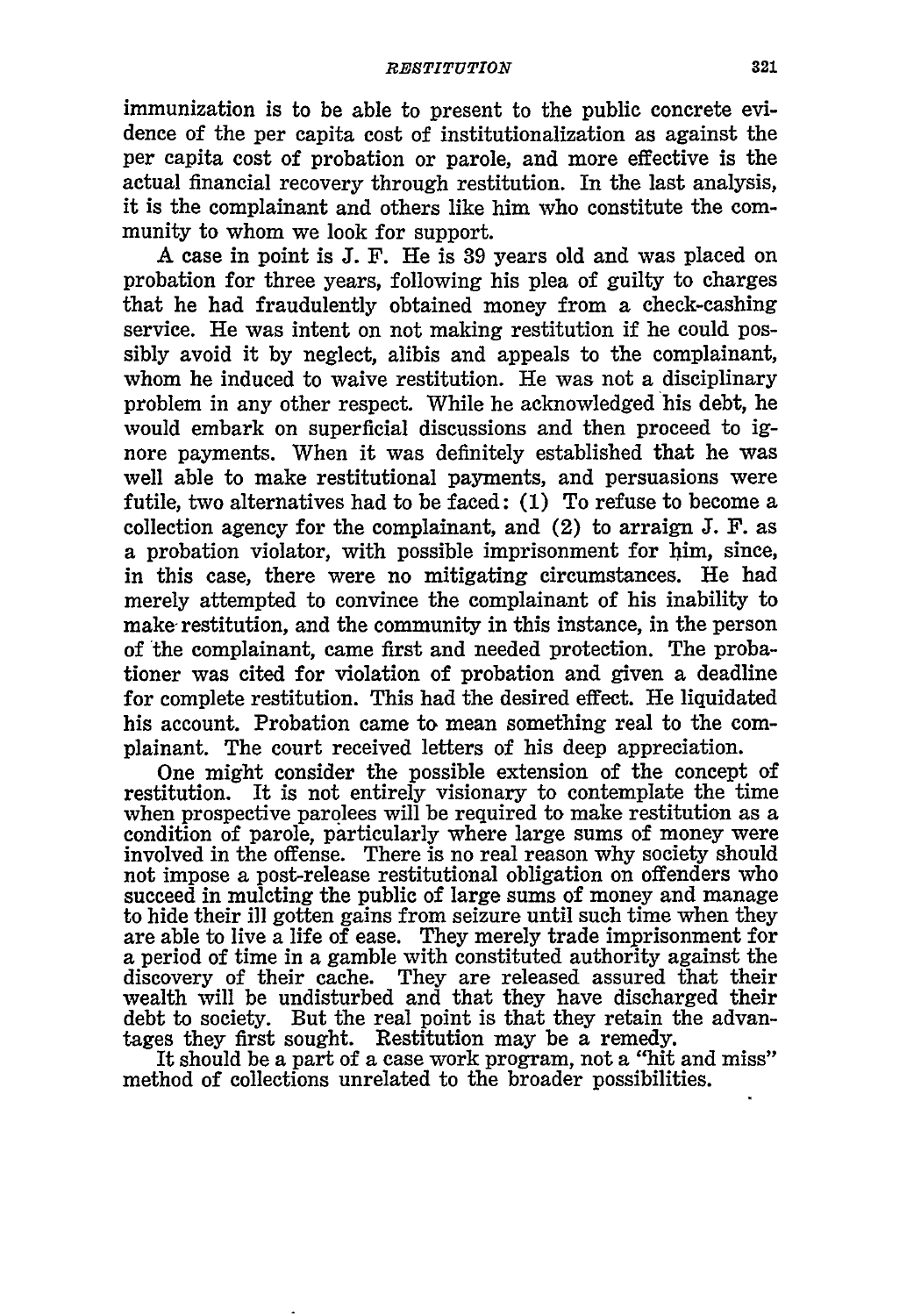immunization is to be able to present to the public concrete evidence of the per capita cost of institutionalization as against the per capita cost of probation or parole, and more effective is the actual financial recovery through restitution. In the last analysis, it is the complainant and others like him who constitute the community to whom we look for support.

A case in point is J. F. He is 39 years old and was placed on probation for three years, following his plea of guilty to charges that he had fraudulently obtained money from a check-cashing service. He was intent on not making restitution if he could possibly avoid it by neglect, alibis and appeals to the complainant, whom he induced to waive restitution. He was not a disciplinary problem in any other respect. While he acknowledged his debt, he would embark on superficial discussions and then proceed to ignore payments. When it was definitely established that he was well able to make restitutional payments, and persuasions were futile, two alternatives had to be faced: (1) To refuse to become a collection agency for the complainant, and (2) to arraign J. F. as a probation violator, with possible imprisonment for him, since, in this case, there were no mitigating circumstances. He had merely attempted to convince the complainant of his inability to make restitution, and the community in this instance, in the person of the complainant, came first and needed protection. The probationer was cited for violation of probation and given a deadline for complete restitution. This had the desired effect. He liquidated his account. Probation came to mean something real to the complainant. The court received letters of his deep appreciation.

One might consider the possible extension of the concept of restitution. It is not entirely visionary to contemplate the time when prospective parolees will be required to make restitution as a condition of parole, particularly where large sums of money were involved in the offense. There is no real reason why society should not impose a post-release restitutional obligation on offenders who succeed in mulcting the public of large sums of money and manage to hide their ill gotten gains from seizure until such time when they are able to live a life of ease. They merely trade imprisonment for a period of time in a gamble with constituted authority against the discovery of their cache. They are released assured that their wealth will be undisturbed and that they have discharged their debt to society. But the real point is that they retain the advantages they first sought. Restitution may be a remedy.

It should be a part of a case work program, not a "hit and miss" method of collections unrelated to the broader possibilities.